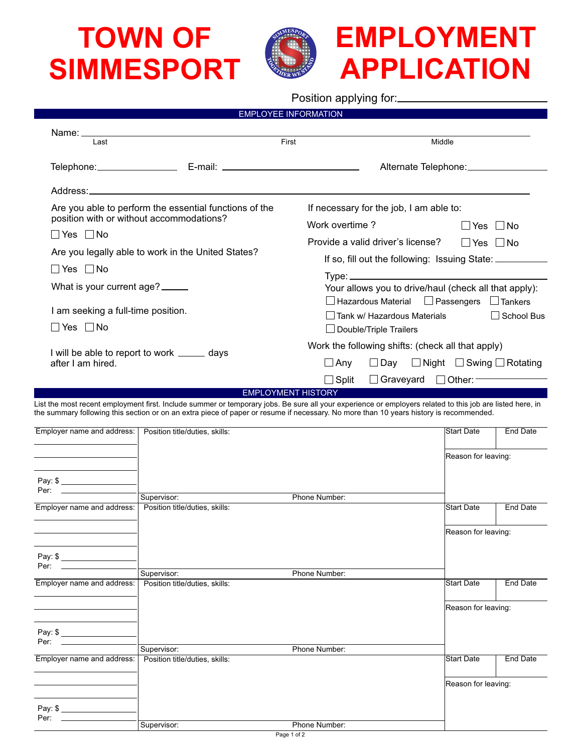# TOWN OF SIMMESPORT EMPLOYMENT APPLICATION

Position applying for: ____________________

## EMPLOYEE INFORMATION

Name: ______________________________________________
Last First Middle

Telephone: ______________ E-mail: ____________________ Alternate Telephone: ______________

Address: ______________________________________________

Are you able to perform the essential functions of the position with or without accommodations?

☐ Yes ☐ No

Are you legally able to work in the United States?

☐ Yes ☐ No

What is your current age? _____

I am seeking a full-time position.

☐ Yes ☐ No

I will be able to report to work _____ days after I am hired.

If necessary for the job, I am able to:

Work overtime ? ☐ Yes ☐ No

Provide a valid driver's license? ☐ Yes ☐ No

If so, fill out the following: Issuing State: __________

Type: ____________________

Your allows you to drive/haul (check all that apply):

☐ Hazardous Material ☐ Passengers ☐ Tankers

☐ Tank w/ Hazardous Materials ☐ School Bus

☐ Double/Triple Trailers

Work the following shifts: (check all that apply)

☐ Any ☐ Day ☐ Night ☐ Swing ☐ Rotating

☐ Split ☐ Graveyard ☐ Other: __________

## EMPLOYMENT HISTORY

List the most recent employment first. Include summer or temporary jobs. Be sure all your experience or employers related to this job are listed here, in the summary following this section or on an extra piece of paper or resume if necessary. No more than 10 years history is recommended.

| Employer name and address: | Position title/duties, skills: | Start Date | End Date |
|---|---|---|---|
| Pay: $ ________ Per: ________ | Supervisor: Phone Number: | Reason for leaving: | |
| Employer name and address: | Position title/duties, skills: | Start Date | End Date |
| Pay: $ ________ Per: ________ | Supervisor: Phone Number: | Reason for leaving: | |
| Employer name and address: | Position title/duties, skills: | Start Date | End Date |
| Pay: $ ________ Per: ________ | Supervisor: Phone Number: | Reason for leaving: | |
| Employer name and address: | Position title/duties, skills: | Start Date | End Date |
| Pay: $ ________ Per: ________ | Supervisor: Phone Number: | Reason for leaving: | |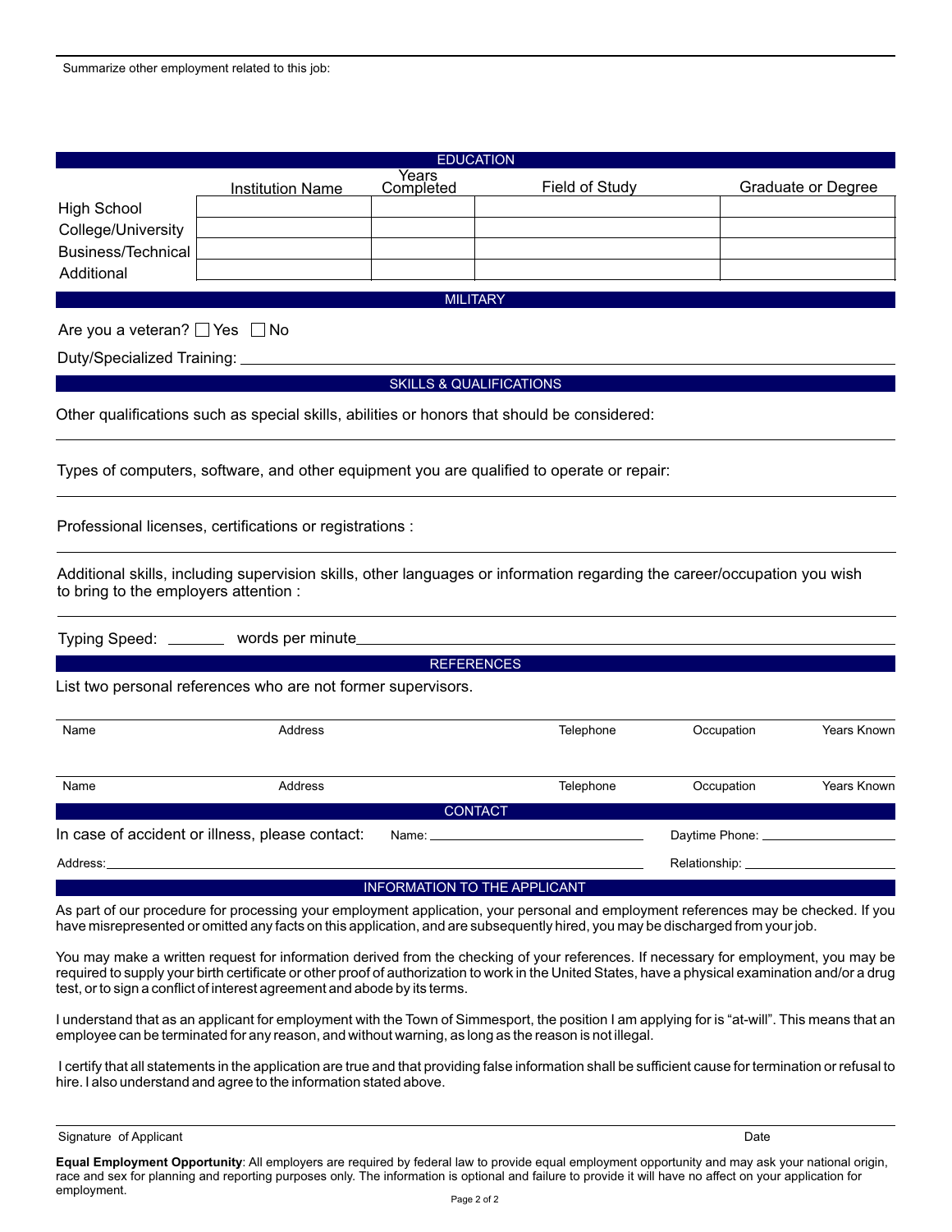Summarize other employment related to this job:

## EDUCATION

| | Institution Name | Years Completed | Field of Study | Graduate or Degree |
|---|---|---|---|---|
| High School | | | | |
| College/University | | | | |
| Business/Technical | | | | |
| Additional | | | | |

## MILITARY

Are you a veteran? ☐ Yes ☐ No

Duty/Specialized Training: \_\_\_\_\_\_\_\_\_\_\_\_\_\_\_\_\_\_\_\_\_\_\_\_\_\_\_\_\_\_\_\_\_\_\_\_\_\_\_\_\_\_\_\_\_\_\_\_

## SKILLS & QUALIFICATIONS

Other qualifications such as special skills, abilities or honors that should be considered:

Types of computers, software, and other equipment you are qualified to operate or repair:

Professional licenses, certifications or registrations :

Additional skills, including supervision skills, other languages or information regarding the career/occupation you wish to bring to the employers attention :

Typing Speed: \_\_\_\_\_\_\_ words per minute

## REFERENCES

List two personal references who are not former supervisors.

| Name | Address | Telephone | Occupation | Years Known |
|---|---|---|---|---|
| | | | | |

| Name | Address | Telephone | Occupation | Years Known |
|---|---|---|---|---|
| | | | | |

## CONTACT

In case of accident or illness, please contact: Name: \_\_\_\_\_\_\_\_\_\_\_\_\_\_\_\_\_\_\_\_\_\_\_\_ Daytime Phone: \_\_\_\_\_\_\_\_\_\_\_\_\_\_\_\_

Address: \_\_\_\_\_\_\_\_\_\_\_\_\_\_\_\_\_\_\_\_\_\_\_\_\_\_\_\_\_\_\_\_\_\_\_\_\_\_\_\_ Relationship: \_\_\_\_\_\_\_\_\_\_\_\_\_\_\_\_

## INFORMATION TO THE APPLICANT

As part of our procedure for processing your employment application, your personal and employment references may be checked. If you have misrepresented or omitted any facts on this application, and are subsequently hired, you may be discharged from your job.

You may make a written request for information derived from the checking of your references. If necessary for employment, you may be required to supply your birth certificate or other proof of authorization to work in the United States, have a physical examination and/or a drug test, or to sign a conflict of interest agreement and abode by its terms.

I understand that as an applicant for employment with the Town of Simmesport, the position I am applying for is "at-will". This means that an employee can be terminated for any reason, and without warning, as long as the reason is not illegal.

I certify that all statements in the application are true and that providing false information shall be sufficient cause for termination or refusal to hire. I also understand and agree to the information stated above.

Signature of Applicant Date

**Equal Employment Opportunity**: All employers are required by federal law to provide equal employment opportunity and may ask your national origin, race and sex for planning and reporting purposes only. The information is optional and failure to provide it will have no affect on your application for employment.